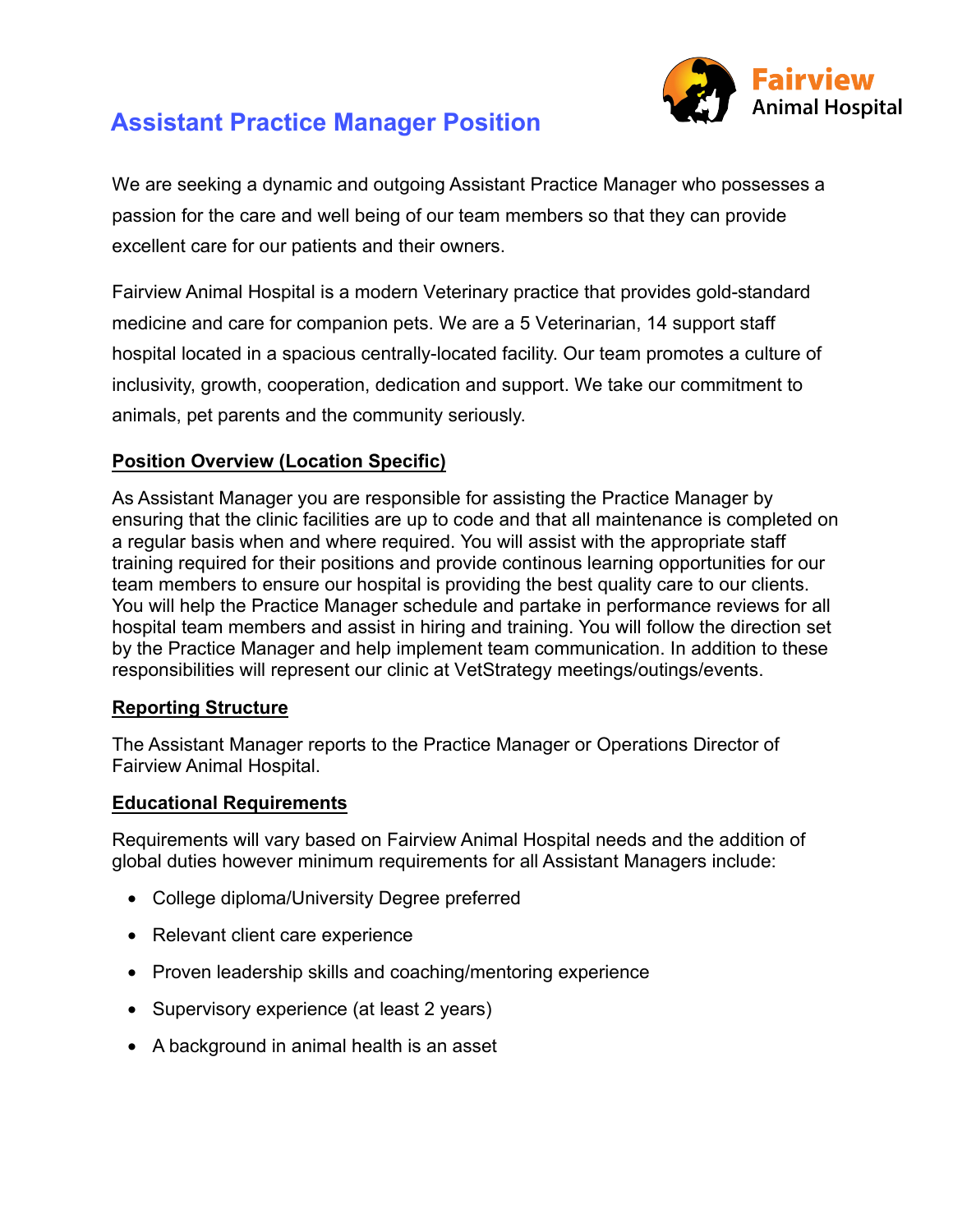# Assistant Practice Manager Position

Fairview Animal Hospital

We are seeking a dynamic and outgoing Assistant Practice Manager who possesses a passion for the care and well being of our team members so that they can provide excellent care for our patients and their owners.

Fairview Animal Hospital is a modern Veterinary practice that provides gold-standard medicine and care for companion pets. We are a 5 Veterinarian, 14 support staff hospital located in a spacious centrally-located facility. Our team promotes a culture of inclusivity, growth, cooperation, dedication and support. We take our commitment to animals, pet parents and the community seriously.

## Position Overview (Location Specific)

As Assistant Manager you are responsible for assisting the Practice Manager by ensuring that the clinic facilities are up to code and that all maintenance is completed on a regular basis when and where required. You will assist with the appropriate staff training required for their positions and provide continous learning opportunities for our team members to ensure our hospital is providing the best quality care to our clients. You will help the Practice Manager schedule and partake in performance reviews for all hospital team members and assist in hiring and training. You will follow the direction set by the Practice Manager and help implement team communication. In addition to these responsibilities will represent our clinic at VetStrategy meetings/outings/events.

## Reporting Structure

The Assistant Manager reports to the Practice Manager or Operations Director of Fairview Animal Hospital.

## Educational Requirements

Requirements will vary based on Fairview Animal Hospital needs and the addition of global duties however minimum requirements for all Assistant Managers include:

- College diploma/University Degree preferred
- Relevant client care experience
- Proven leadership skills and coaching/mentoring experience
- Supervisory experience (at least 2 years)
- A background in animal health is an asset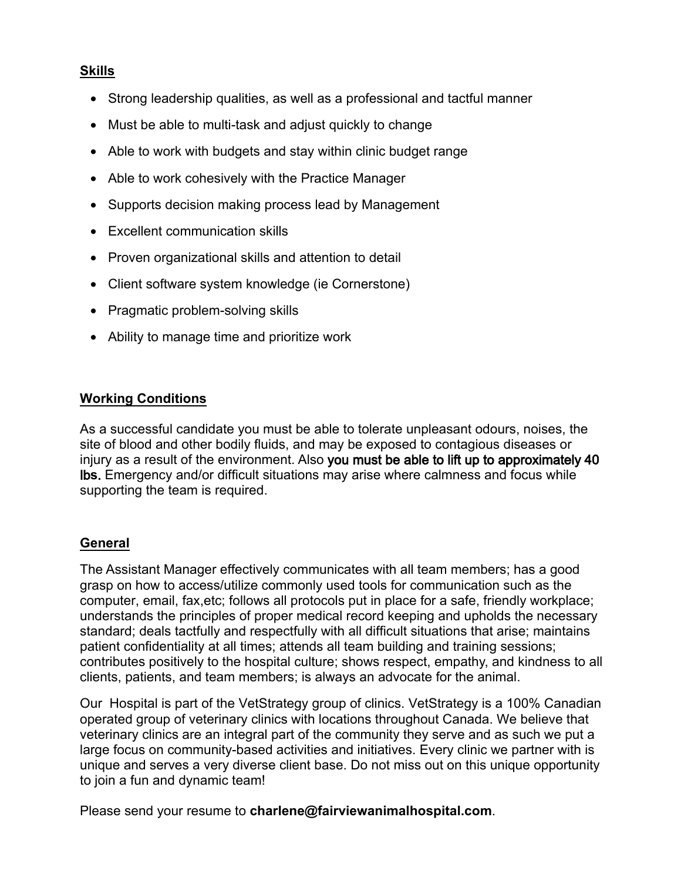**Skills**

- Strong leadership qualities, as well as a professional and tactful manner
- Must be able to multi-task and adjust quickly to change
- Able to work with budgets and stay within clinic budget range
- Able to work cohesively with the Practice Manager
- Supports decision making process lead by Management
- Excellent communication skills
- Proven organizational skills and attention to detail
- Client software system knowledge (ie Cornerstone)
- Pragmatic problem-solving skills
- Ability to manage time and prioritize work

**Working Conditions**

As a successful candidate you must be able to tolerate unpleasant odours, noises, the site of blood and other bodily fluids, and may be exposed to contagious diseases or injury as a result of the environment. Also you must be able to lift up to approximately 40 lbs. Emergency and/or difficult situations may arise where calmness and focus while supporting the team is required.

**General**

The Assistant Manager effectively communicates with all team members; has a good grasp on how to access/utilize commonly used tools for communication such as the computer, email, fax,etc; follows all protocols put in place for a safe, friendly workplace; understands the principles of proper medical record keeping and upholds the necessary standard; deals tactfully and respectfully with all difficult situations that arise; maintains patient confidentiality at all times; attends all team building and training sessions; contributes positively to the hospital culture; shows respect, empathy, and kindness to all clients, patients, and team members; is always an advocate for the animal.

Our Hospital is part of the VetStrategy group of clinics. VetStrategy is a 100% Canadian operated group of veterinary clinics with locations throughout Canada. We believe that veterinary clinics are an integral part of the community they serve and as such we put a large focus on community-based activities and initiatives. Every clinic we partner with is unique and serves a very diverse client base. Do not miss out on this unique opportunity to join a fun and dynamic team!

Please send your resume to **charlene@fairviewanimalhospital.com**.